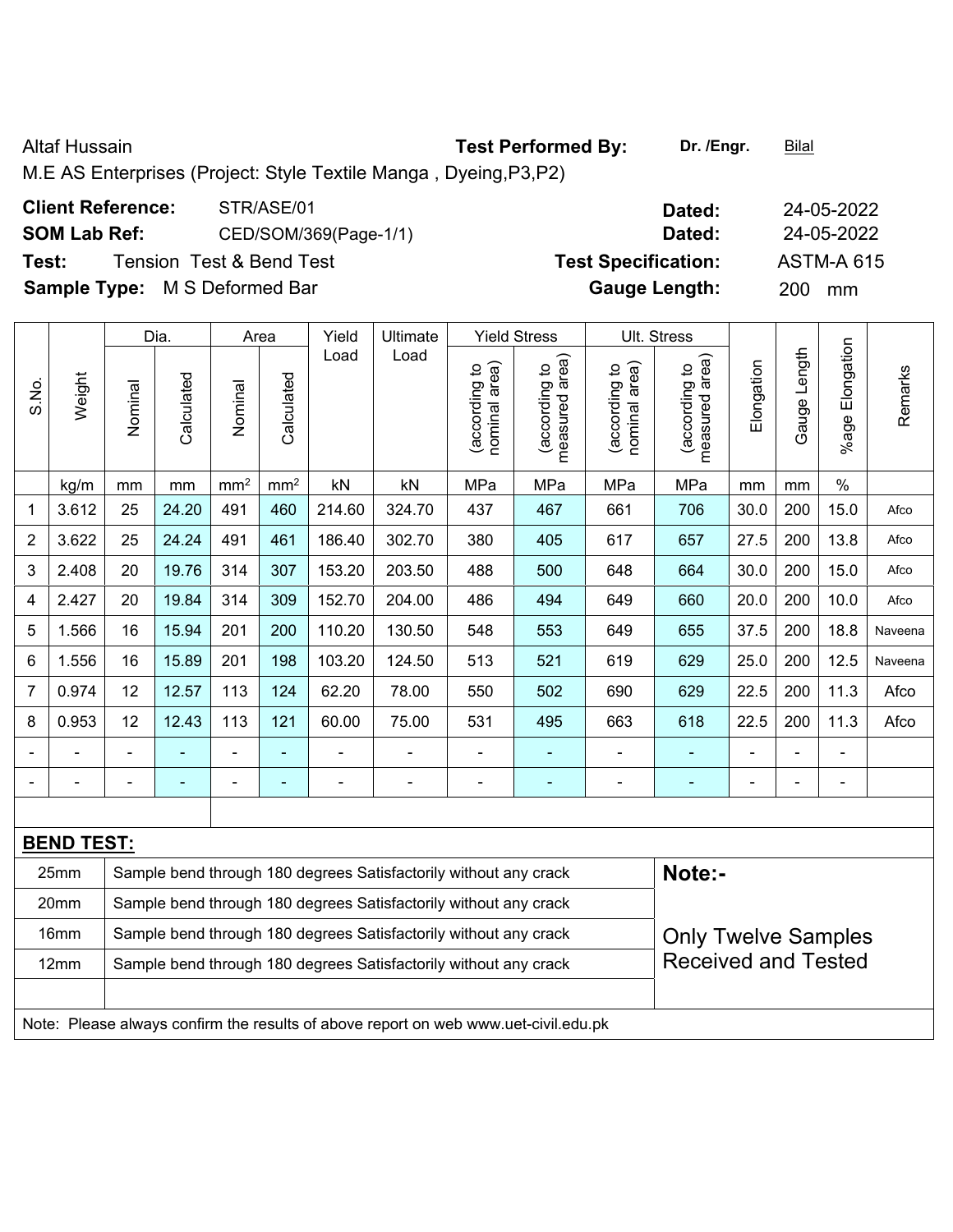Altaf Hussain **Test Performed By:** **Dr. /Engr.** Bilal

M.E AS Enterprises (Project: Style Textile Manga , Dyeing,P3,P2)

| | | | |
|---|---|---|---|
| **Client Reference:** | STR/ASE/01 | **Dated:** | 24-05-2022 |
| **SOM Lab Ref:** | CED/SOM/369(Page-1/1) | **Dated:** | 24-05-2022 |
| **Test:** | Tension Test & Bend Test | **Test Specification:** | ASTM-A 615 |
| **Sample Type:** | M S Deformed Bar | **Gauge Length:** | 200 mm |

| S.No. | Weight | Dia. | | Area | | Yield Load | Ultimate Load | Yield Stress | | Ult. Stress | | Elongation | Gauge Length | %age Elongation | Remarks |
|---|---|---|---|---|---|---|---|---|---|---|---|---|---|---|---|
| | | Nominal | Calculated | Nominal | Calculated | | | (according to nominal area) | (according to measured area) | (according to nominal area) | (according to measured area) | | | | |
| | kg/m | mm | mm | $mm^2$ | $mm^2$ | kN | kN | MPa | MPa | MPa | MPa | mm | mm | % | |
| 1 | 3.612 | 25 | 24.20 | 491 | 460 | 214.60 | 324.70 | 437 | 467 | 661 | 706 | 30.0 | 200 | 15.0 | Afco |
| 2 | 3.622 | 25 | 24.24 | 491 | 461 | 186.40 | 302.70 | 380 | 405 | 617 | 657 | 27.5 | 200 | 13.8 | Afco |
| 3 | 2.408 | 20 | 19.76 | 314 | 307 | 153.20 | 203.50 | 488 | 500 | 648 | 664 | 30.0 | 200 | 15.0 | Afco |
| 4 | 2.427 | 20 | 19.84 | 314 | 309 | 152.70 | 204.00 | 486 | 494 | 649 | 660 | 20.0 | 200 | 10.0 | Afco |
| 5 | 1.566 | 16 | 15.94 | 201 | 200 | 110.20 | 130.50 | 548 | 553 | 649 | 655 | 37.5 | 200 | 18.8 | Naveena |
| 6 | 1.556 | 16 | 15.89 | 201 | 198 | 103.20 | 124.50 | 513 | 521 | 619 | 629 | 25.0 | 200 | 12.5 | Naveena |
| 7 | 0.974 | 12 | 12.57 | 113 | 124 | 62.20 | 78.00 | 550 | 502 | 690 | 629 | 22.5 | 200 | 11.3 | Afco |
| 8 | 0.953 | 12 | 12.43 | 113 | 121 | 60.00 | 75.00 | 531 | 495 | 663 | 618 | 22.5 | 200 | 11.3 | Afco |
| - | - | - | - | - | - | - | - | - | - | - | - | - | - | - | |
| - | - | - | - | - | - | - | - | - | - | - | - | - | - | - | |

**BEND TEST:**

| | | |
|---|---|---|
| 25mm | Sample bend through 180 degrees Satisfactorily without any crack | **Note:-** |
| 20mm | Sample bend through 180 degrees Satisfactorily without any crack | |
| 16mm | Sample bend through 180 degrees Satisfactorily without any crack | Only Twelve Samples Received and Tested |
| 12mm | Sample bend through 180 degrees Satisfactorily without any crack | |

Note: Please always confirm the results of above report on web www.uet-civil.edu.pk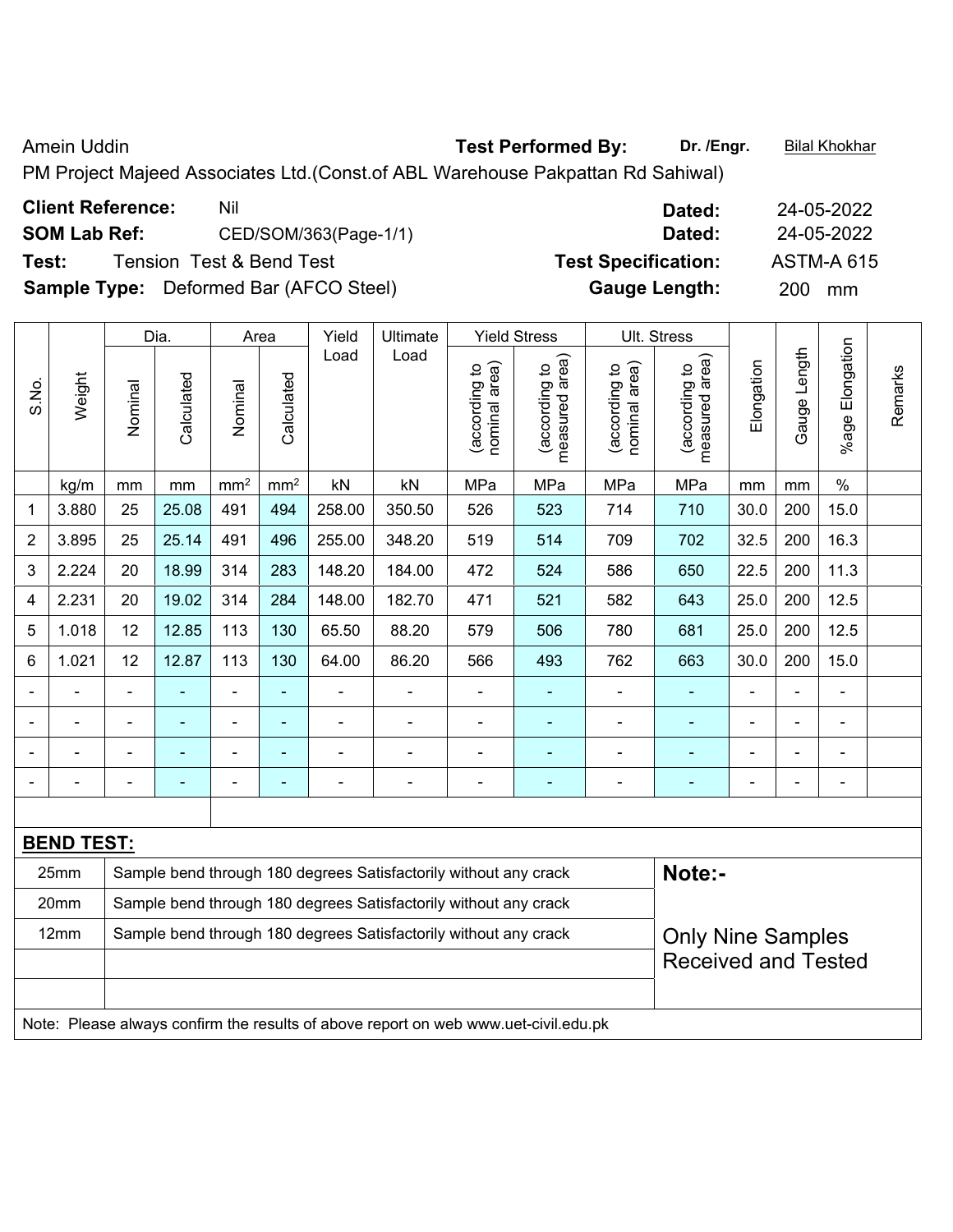Amein Uddin **Test Performed By:** **Dr. /Engr.** Bilal Khokhar

PM Project Majeed Associates Ltd.(Const.of ABL Warehouse Pakpattan Rd Sahiwal)

**Client Reference:** Nil **Dated:** 24-05-2022

**SOM Lab Ref:** CED/SOM/363(Page-1/1) **Dated:** 24-05-2022

**Test:** Tension Test & Bend Test **Test Specification:** ASTM-A 615

**Sample Type:** Deformed Bar (AFCO Steel) **Gauge Length:** 200 mm

| S.No. | Weight | Dia. | | Area | | Yield Load | Ultimate Load | Yield Stress | | Ult. Stress | | Elongation | Gauge Length | %age Elongation | Remarks |
|---|---|---|---|---|---|---|---|---|---|---|---|---|---|---|---|
| | | Nominal | Calculated | Nominal | Calculated | | | (according to nominal area) | (according to measured area) | (according to nominal area) | (according to measured area) | | | | |
| | kg/m | mm | mm | mm² | mm² | kN | kN | MPa | MPa | MPa | MPa | mm | mm | % | |
| 1 | 3.880 | 25 | 25.08 | 491 | 494 | 258.00 | 350.50 | 526 | 523 | 714 | 710 | 30.0 | 200 | 15.0 | |
| 2 | 3.895 | 25 | 25.14 | 491 | 496 | 255.00 | 348.20 | 519 | 514 | 709 | 702 | 32.5 | 200 | 16.3 | |
| 3 | 2.224 | 20 | 18.99 | 314 | 283 | 148.20 | 184.00 | 472 | 524 | 586 | 650 | 22.5 | 200 | 11.3 | |
| 4 | 2.231 | 20 | 19.02 | 314 | 284 | 148.00 | 182.70 | 471 | 521 | 582 | 643 | 25.0 | 200 | 12.5 | |
| 5 | 1.018 | 12 | 12.85 | 113 | 130 | 65.50 | 88.20 | 579 | 506 | 780 | 681 | 25.0 | 200 | 12.5 | |
| 6 | 1.021 | 12 | 12.87 | 113 | 130 | 64.00 | 86.20 | 566 | 493 | 762 | 663 | 30.0 | 200 | 15.0 | |
| - | - | - | - | - | - | - | - | - | - | - | - | - | - | - | |
| - | - | - | - | - | - | - | - | - | - | - | - | - | - | - | |
| - | - | - | - | - | - | - | - | - | - | - | - | - | - | - | |
| - | - | - | - | - | - | - | - | - | - | - | - | - | - | - | |

**BEND TEST:**

| Size | Result |
|---|---|
| 25mm | Sample bend through 180 degrees Satisfactorily without any crack |
| 20mm | Sample bend through 180 degrees Satisfactorily without any crack |
| 12mm | Sample bend through 180 degrees Satisfactorily without any crack |

**Note:-**

Only Nine Samples Received and Tested

Note: Please always confirm the results of above report on web www.uet-civil.edu.pk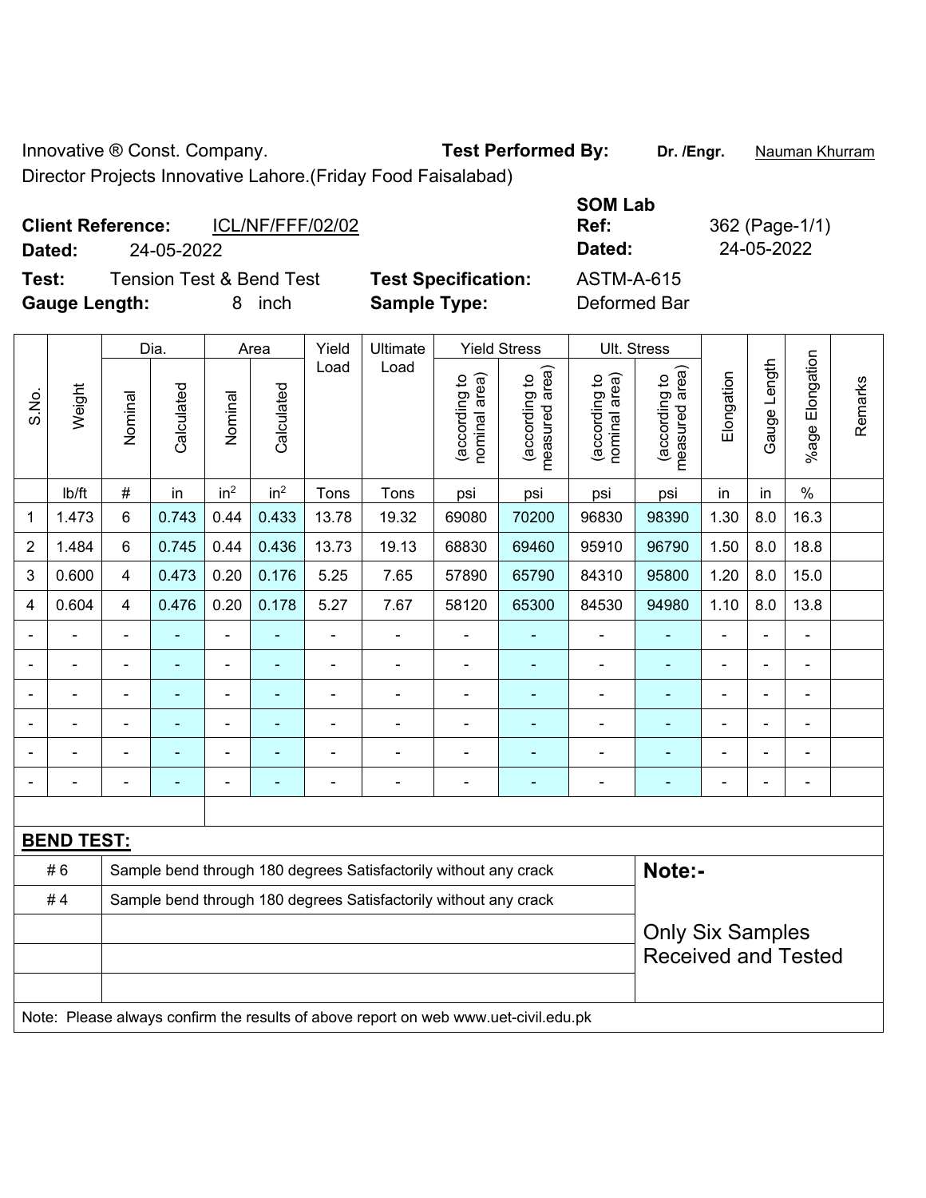Innovative ® Const. Company. **Test Performed By:** **Dr. /Engr.** Nauman Khurram

Director Projects Innovative Lahore.(Friday Food Faisalabad)

**Client Reference:** ICL/NF/FFF/02/02 **SOM Lab Ref:** 362 (Page-1/1)

**Dated:** 24-05-2022 **Dated:** 24-05-2022

**Test:** Tension Test & Bend Test **Test Specification:** ASTM-A-615

**Gauge Length:** 8 inch **Sample Type:** Deformed Bar

| S.No. | Weight | Dia. | | Area | | Yield Load | Ultimate Load | Yield Stress | | Ult. Stress | | Elongation | Gauge Length | %age Elongation | Remarks |
|---|---|---|---|---|---|---|---|---|---|---|---|---|---|---|---|
| | | Nominal | Calculated | Nominal | Calculated | | | (according to nominal area) | (according to measured area) | (according to nominal area) | (according to measured area) | | | | |
| | lb/ft | # | in | in² | in² | Tons | Tons | psi | psi | psi | psi | in | in | % | |
| 1 | 1.473 | 6 | 0.743 | 0.44 | 0.433 | 13.78 | 19.32 | 69080 | 70200 | 96830 | 98390 | 1.30 | 8.0 | 16.3 | |
| 2 | 1.484 | 6 | 0.745 | 0.44 | 0.436 | 13.73 | 19.13 | 68830 | 69460 | 95910 | 96790 | 1.50 | 8.0 | 18.8 | |
| 3 | 0.600 | 4 | 0.473 | 0.20 | 0.176 | 5.25 | 7.65 | 57890 | 65790 | 84310 | 95800 | 1.20 | 8.0 | 15.0 | |
| 4 | 0.604 | 4 | 0.476 | 0.20 | 0.178 | 5.27 | 7.67 | 58120 | 65300 | 84530 | 94980 | 1.10 | 8.0 | 13.8 | |
| - | - | - | - | - | - | - | - | - | - | - | - | - | - | - | |
| - | - | - | - | - | - | - | - | - | - | - | - | - | - | - | |
| - | - | - | - | - | - | - | - | - | - | - | - | - | - | - | |
| - | - | - | - | - | - | - | - | - | - | - | - | - | - | - | |
| - | - | - | - | - | - | - | - | - | - | - | - | - | - | - | |
| - | - | - | - | - | - | - | - | - | - | - | - | - | - | - | |

**BEND TEST:**

| | | |
|---|---|---|
| # 6 | Sample bend through 180 degrees Satisfactorily without any crack | **Note:-** |
| # 4 | Sample bend through 180 degrees Satisfactorily without any crack | Only Six Samples Received and Tested |

Note: Please always confirm the results of above report on web www.uet-civil.edu.pk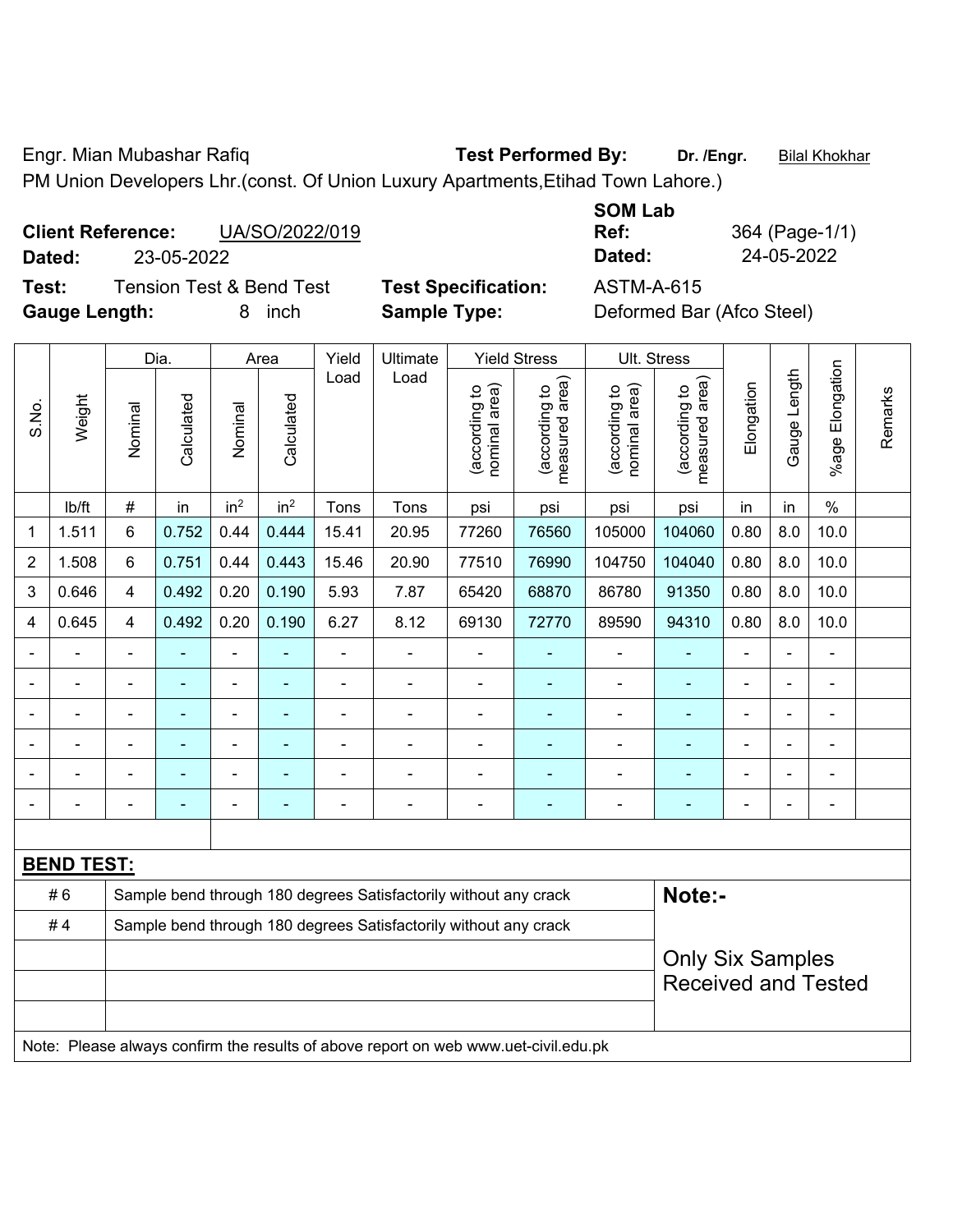Engr. Mian Mubashar Rafiq **Test Performed By:** **Dr. /Engr.** Bilal Khokhar

PM Union Developers Lhr.(const. Of Union Luxury Apartments,Etihad Town Lahore.)

**Client Reference:** UA/SO/2022/019

**Dated:** 23-05-2022

**SOM Lab Ref:** 364 (Page-1/1)

**Dated:** 24-05-2022

**Test:** Tension Test & Bend Test **Test Specification:** ASTM-A-615

**Gauge Length:** 8 inch **Sample Type:** Deformed Bar (Afco Steel)

| S.No. | Weight | Dia. | | Area | | Yield Load | Ultimate Load | Yield Stress | | Ult. Stress | | Elongation | Gauge Length | %age Elongation | Remarks |
|---|---|---|---|---|---|---|---|---|---|---|---|---|---|---|---|
| | | Nominal | Calculated | Nominal | Calculated | | | (according to nominal area) | (according to measured area) | (according to nominal area) | (according to measured area) | | | | |
| | lb/ft | # | in | $in^2$ | $in^2$ | Tons | Tons | psi | psi | psi | psi | in | in | % | |
| 1 | 1.511 | 6 | 0.752 | 0.44 | 0.444 | 15.41 | 20.95 | 77260 | 76560 | 105000 | 104060 | 0.80 | 8.0 | 10.0 | |
| 2 | 1.508 | 6 | 0.751 | 0.44 | 0.443 | 15.46 | 20.90 | 77510 | 76990 | 104750 | 104040 | 0.80 | 8.0 | 10.0 | |
| 3 | 0.646 | 4 | 0.492 | 0.20 | 0.190 | 5.93 | 7.87 | 65420 | 68870 | 86780 | 91350 | 0.80 | 8.0 | 10.0 | |
| 4 | 0.645 | 4 | 0.492 | 0.20 | 0.190 | 6.27 | 8.12 | 69130 | 72770 | 89590 | 94310 | 0.80 | 8.0 | 10.0 | |
| - | - | - | - | - | - | - | - | - | - | - | - | - | - | - | |
| - | - | - | - | - | - | - | - | - | - | - | - | - | - | - | |
| - | - | - | - | - | - | - | - | - | - | - | - | - | - | - | |
| - | - | - | - | - | - | - | - | - | - | - | - | - | - | - | |
| - | - | - | - | - | - | - | - | - | - | - | - | - | - | - | |
| - | - | - | - | - | - | - | - | - | - | - | - | - | - | - | |

**BEND TEST:**

| | | |
|---|---|---|
| # 6 | Sample bend through 180 degrees Satisfactorily without any crack | **Note:-** |
| # 4 | Sample bend through 180 degrees Satisfactorily without any crack | Only Six Samples Received and Tested |

Note: Please always confirm the results of above report on web www.uet-civil.edu.pk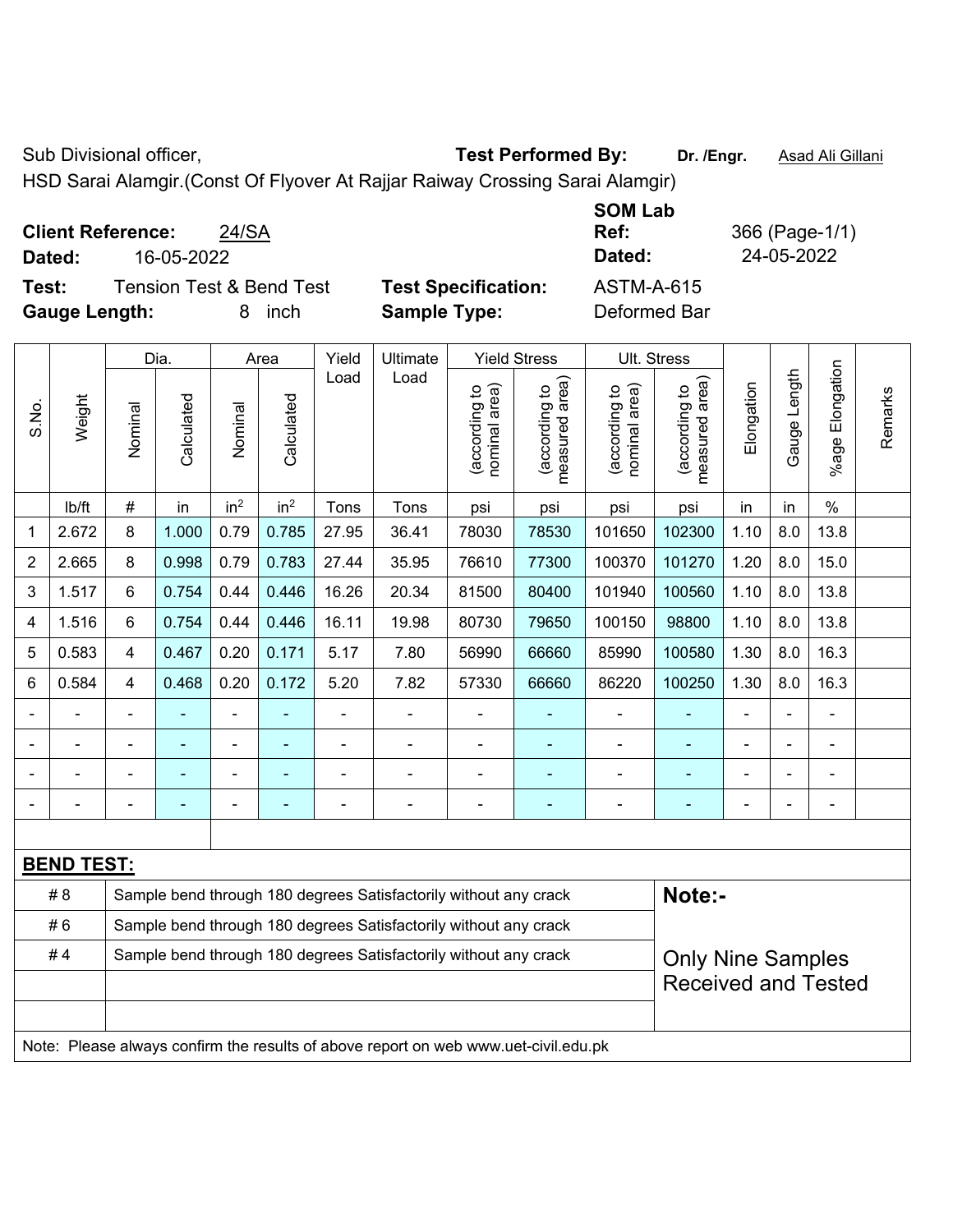Sub Divisional officer, **Test Performed By:** **Dr. /Engr.** Asad Ali Gillani

HSD Sarai Alamgir.(Const Of Flyover At Rajjar Raiway Crossing Sarai Alamgir)

**Client Reference:** 24/SA **SOM Lab Ref:** 366 (Page-1/1)

**Dated:** 16-05-2022 **Dated:** 24-05-2022

**Test:** Tension Test & Bend Test **Test Specification:** ASTM-A-615

**Gauge Length:** 8 inch **Sample Type:** Deformed Bar

| S.No. | Weight | Dia. | | Area | | Yield Load | Ultimate Load | Yield Stress | | Ult. Stress | | Elongation | Gauge Length | %age Elongation | Remarks |
|---|---|---|---|---|---|---|---|---|---|---|---|---|---|---|---|
| | | Nominal | Calculated | Nominal | Calculated | | | (according to nominal area) | (according to measured area) | (according to nominal area) | (according to measured area) | | | | |
| | lb/ft | # | in | $in^2$ | $in^2$ | Tons | Tons | psi | psi | psi | psi | in | in | % | |
| 1 | 2.672 | 8 | 1.000 | 0.79 | 0.785 | 27.95 | 36.41 | 78030 | 78530 | 101650 | 102300 | 1.10 | 8.0 | 13.8 | |
| 2 | 2.665 | 8 | 0.998 | 0.79 | 0.783 | 27.44 | 35.95 | 76610 | 77300 | 100370 | 101270 | 1.20 | 8.0 | 15.0 | |
| 3 | 1.517 | 6 | 0.754 | 0.44 | 0.446 | 16.26 | 20.34 | 81500 | 80400 | 101940 | 100560 | 1.10 | 8.0 | 13.8 | |
| 4 | 1.516 | 6 | 0.754 | 0.44 | 0.446 | 16.11 | 19.98 | 80730 | 79650 | 100150 | 98800 | 1.10 | 8.0 | 13.8 | |
| 5 | 0.583 | 4 | 0.467 | 0.20 | 0.171 | 5.17 | 7.80 | 56990 | 66660 | 85990 | 100580 | 1.30 | 8.0 | 16.3 | |
| 6 | 0.584 | 4 | 0.468 | 0.20 | 0.172 | 5.20 | 7.82 | 57330 | 66660 | 86220 | 100250 | 1.30 | 8.0 | 16.3 | |
| - | - | - | - | - | - | - | - | - | - | - | - | - | - | - | |
| - | - | - | - | - | - | - | - | - | - | - | - | - | - | - | |
| - | - | - | - | - | - | - | - | - | - | - | - | - | - | - | |
| - | - | - | - | - | - | - | - | - | - | - | - | - | - | - | |

**BEND TEST:**

| | | |
|---|---|---|
| # 8 | Sample bend through 180 degrees Satisfactorily without any crack | **Note:-** |
| # 6 | Sample bend through 180 degrees Satisfactorily without any crack | |
| # 4 | Sample bend through 180 degrees Satisfactorily without any crack | Only Nine Samples Received and Tested |

Note: Please always confirm the results of above report on web www.uet-civil.edu.pk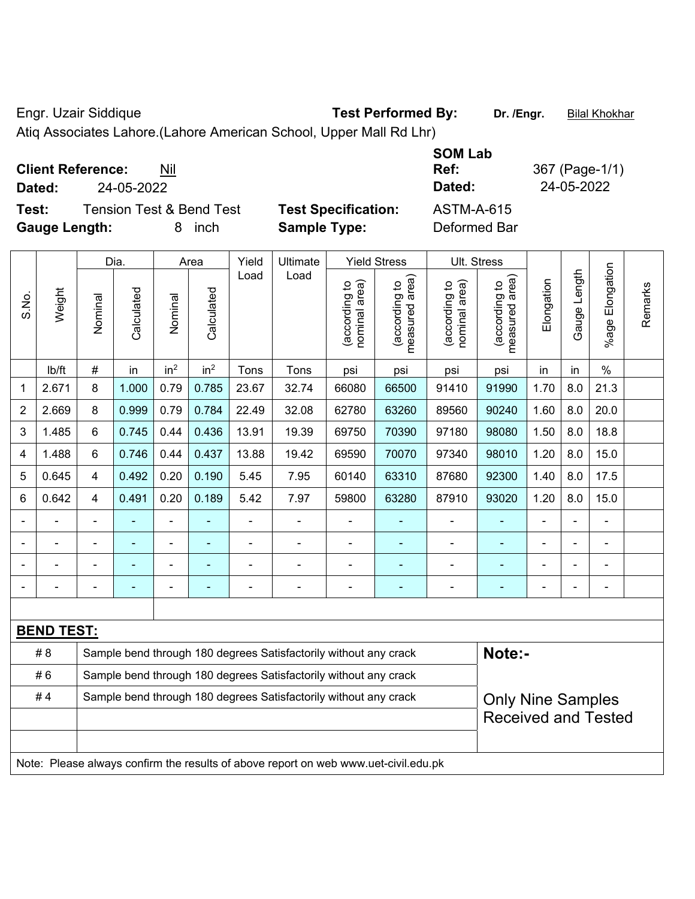Engr. Uzair Siddique **Test Performed By:** **Dr. /Engr.** Bilal Khokhar

Atiq Associates Lahore.(Lahore American School, Upper Mall Rd Lhr)

**Client Reference:** Nil

**Dated:** 24-05-2022

**SOM Lab Ref:** 367 (Page-1/1)

**Dated:** 24-05-2022

**Test:** Tension Test & Bend Test

**Gauge Length:** 8 inch

**Test Specification:** ASTM-A-615

**Sample Type:** Deformed Bar

| S.No. | Weight | Dia. | | Area | | Yield Load | Ultimate Load | Yield Stress | | Ult. Stress | | Elongation | Gauge Length | %age Elongation | Remarks |
|---|---|---|---|---|---|---|---|---|---|---|---|---|---|---|---|
| | | Nominal | Calculated | Nominal | Calculated | | | (according to nominal area) | (according to measured area) | (according to nominal area) | (according to measured area) | | | | |
| | lb/ft | # | in | $in^2$ | $in^2$ | Tons | Tons | psi | psi | psi | psi | in | in | % | |
| 1 | 2.671 | 8 | 1.000 | 0.79 | 0.785 | 23.67 | 32.74 | 66080 | 66500 | 91410 | 91990 | 1.70 | 8.0 | 21.3 | |
| 2 | 2.669 | 8 | 0.999 | 0.79 | 0.784 | 22.49 | 32.08 | 62780 | 63260 | 89560 | 90240 | 1.60 | 8.0 | 20.0 | |
| 3 | 1.485 | 6 | 0.745 | 0.44 | 0.436 | 13.91 | 19.39 | 69750 | 70390 | 97180 | 98080 | 1.50 | 8.0 | 18.8 | |
| 4 | 1.488 | 6 | 0.746 | 0.44 | 0.437 | 13.88 | 19.42 | 69590 | 70070 | 97340 | 98010 | 1.20 | 8.0 | 15.0 | |
| 5 | 0.645 | 4 | 0.492 | 0.20 | 0.190 | 5.45 | 7.95 | 60140 | 63310 | 87680 | 92300 | 1.40 | 8.0 | 17.5 | |
| 6 | 0.642 | 4 | 0.491 | 0.20 | 0.189 | 5.42 | 7.97 | 59800 | 63280 | 87910 | 93020 | 1.20 | 8.0 | 15.0 | |
| - | - | - | - | - | - | - | - | - | - | - | - | - | - | - | |
| - | - | - | - | - | - | - | - | - | - | - | - | - | - | - | |
| - | - | - | - | - | - | - | - | - | - | - | - | - | - | - | |
| - | - | - | - | - | - | - | - | - | - | - | - | - | - | - | |

**BEND TEST:**

| | | |
|---|---|---|
| # 8 | Sample bend through 180 degrees Satisfactorily without any crack | **Note:-** |
| # 6 | Sample bend through 180 degrees Satisfactorily without any crack | Only Nine Samples Received and Tested |
| # 4 | Sample bend through 180 degrees Satisfactorily without any crack | |

Note: Please always confirm the results of above report on web www.uet-civil.edu.pk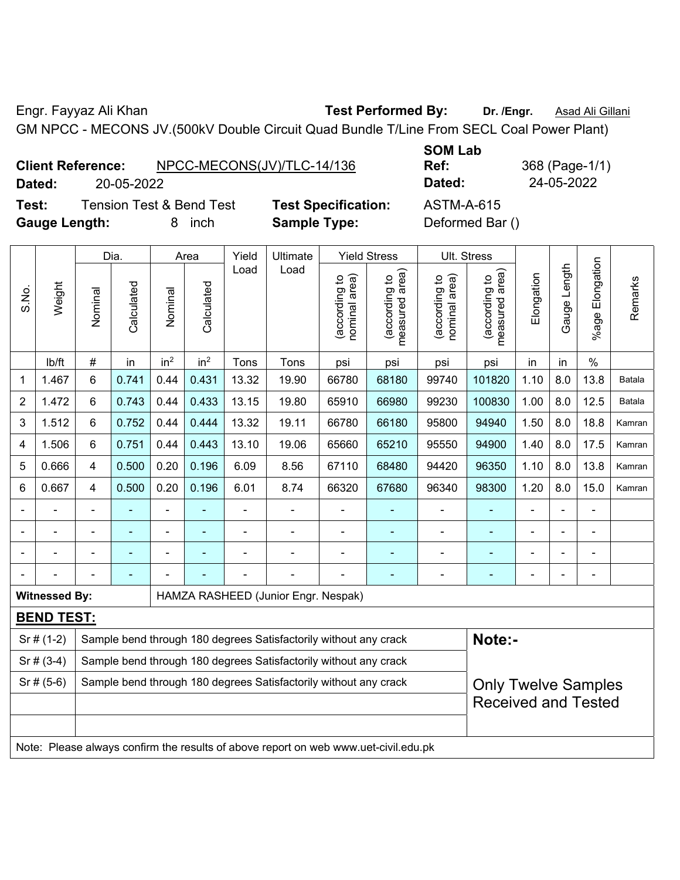Engr. Fayyaz Ali Khan **Test Performed By:** **Dr. /Engr.** Asad Ali Gillani

GM NPCC - MECONS JV.(500kV Double Circuit Quad Bundle T/Line From SECL Coal Power Plant)

**Client Reference:** NPCC-MECONS(JV)/TLC-14/136 **SOM Lab Ref:** 368 (Page-1/1)

**Dated:** 20-05-2022 **Dated:** 24-05-2022

**Test:** Tension Test & Bend Test **Test Specification:** ASTM-A-615

**Gauge Length:** 8 inch **Sample Type:** Deformed Bar ()

| S.No. | Weight | Dia. | | Area | | Yield Load | Ultimate Load | Yield Stress | | Ult. Stress | | Elongation | Gauge Length | %age Elongation | Remarks |
|---|---|---|---|---|---|---|---|---|---|---|---|---|---|---|---|
| | | Nominal | Calculated | Nominal | Calculated | | | (according to nominal area) | (according to measured area) | (according to nominal area) | (according to measured area) | | | | |
| | lb/ft | # | in | in$^2$ | in$^2$ | Tons | Tons | psi | psi | psi | psi | in | in | % | |
| 1 | 1.467 | 6 | 0.741 | 0.44 | 0.431 | 13.32 | 19.90 | 66780 | 68180 | 99740 | 101820 | 1.10 | 8.0 | 13.8 | Batala |
| 2 | 1.472 | 6 | 0.743 | 0.44 | 0.433 | 13.15 | 19.80 | 65910 | 66980 | 99230 | 100830 | 1.00 | 8.0 | 12.5 | Batala |
| 3 | 1.512 | 6 | 0.752 | 0.44 | 0.444 | 13.32 | 19.11 | 66780 | 66180 | 95800 | 94940 | 1.50 | 8.0 | 18.8 | Kamran |
| 4 | 1.506 | 6 | 0.751 | 0.44 | 0.443 | 13.10 | 19.06 | 65660 | 65210 | 95550 | 94900 | 1.40 | 8.0 | 17.5 | Kamran |
| 5 | 0.666 | 4 | 0.500 | 0.20 | 0.196 | 6.09 | 8.56 | 67110 | 68480 | 94420 | 96350 | 1.10 | 8.0 | 13.8 | Kamran |
| 6 | 0.667 | 4 | 0.500 | 0.20 | 0.196 | 6.01 | 8.74 | 66320 | 67680 | 96340 | 98300 | 1.20 | 8.0 | 15.0 | Kamran |
| - | - | - | - | - | - | - | - | - | - | - | - | - | - | - | |
| - | - | - | - | - | - | - | - | - | - | - | - | - | - | - | |
| - | - | - | - | - | - | - | - | - | - | - | - | - | - | - | |
| - | - | - | - | - | - | - | - | - | - | - | - | - | - | - | |

**Witnessed By:** HAMZA RASHEED (Junior Engr. Nespak)

**BEND TEST:**

| | | |
|---|---|---|
| Sr # (1-2) | Sample bend through 180 degrees Satisfactorily without any crack | **Note:-** |
| Sr # (3-4) | Sample bend through 180 degrees Satisfactorily without any crack | |
| Sr # (5-6) | Sample bend through 180 degrees Satisfactorily without any crack | Only Twelve Samples Received and Tested |

Note: Please always confirm the results of above report on web www.uet-civil.edu.pk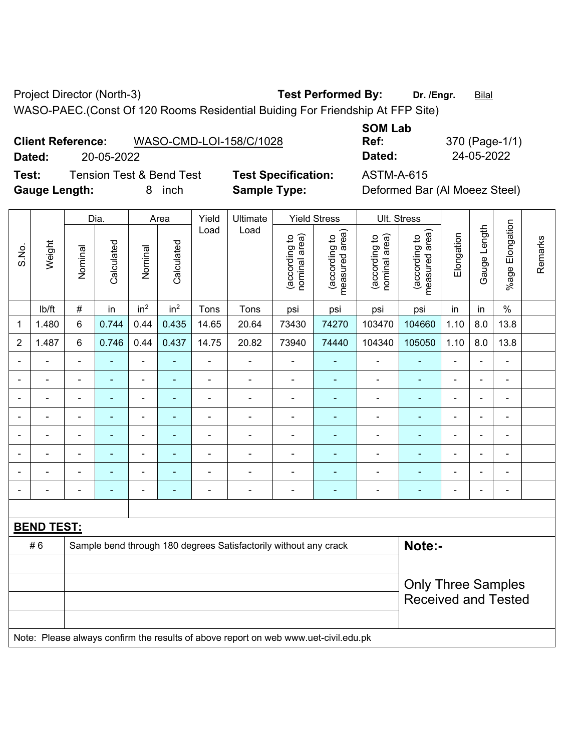Project Director (North-3) **Test Performed By:** **Dr. /Engr.** Bilal

WASO-PAEC.(Const Of 120 Rooms Residential Buiding For Friendship At FFP Site)

**Client Reference:** WASO-CMD-LOI-158/C/1028 **SOM Lab Ref:** 370 (Page-1/1)

**Dated:** 20-05-2022 **Dated:** 24-05-2022

**Test:** Tension Test & Bend Test **Test Specification:** ASTM-A-615

**Gauge Length:** 8 inch **Sample Type:** Deformed Bar (Al Moeez Steel)

| S.No. | Weight | Dia. | | Area | | Yield Load | Ultimate Load | Yield Stress | | Ult. Stress | | Elongation | Gauge Length | %age Elongation | Remarks |
|---|---|---|---|---|---|---|---|---|---|---|---|---|---|---|---|
| | | Nominal | Calculated | Nominal | Calculated | | | (according to nominal area) | (according to measured area) | (according to nominal area) | (according to measured area) | | | | |
| | lb/ft | # | in | in$^2$ | in$^2$ | Tons | Tons | psi | psi | psi | psi | in | in | % | |
| 1 | 1.480 | 6 | 0.744 | 0.44 | 0.435 | 14.65 | 20.64 | 73430 | 74270 | 103470 | 104660 | 1.10 | 8.0 | 13.8 | |
| 2 | 1.487 | 6 | 0.746 | 0.44 | 0.437 | 14.75 | 20.82 | 73940 | 74440 | 104340 | 105050 | 1.10 | 8.0 | 13.8 | |
| - | - | - | - | - | - | - | - | - | - | - | - | - | - | - | |
| - | - | - | - | - | - | - | - | - | - | - | - | - | - | - | |
| - | - | - | - | - | - | - | - | - | - | - | - | - | - | - | |
| - | - | - | - | - | - | - | - | - | - | - | - | - | - | - | |
| - | - | - | - | - | - | - | - | - | - | - | - | - | - | - | |
| - | - | - | - | - | - | - | - | - | - | - | - | - | - | - | |
| - | - | - | - | - | - | - | - | - | - | - | - | - | - | - | |
| - | - | - | - | - | - | - | - | - | - | - | - | - | - | - | |

**BEND TEST:**

| | | |
|---|---|---|
| # 6 | Sample bend through 180 degrees Satisfactorily without any crack | **Note:-** Only Three Samples Received and Tested |

Note: Please always confirm the results of above report on web www.uet-civil.edu.pk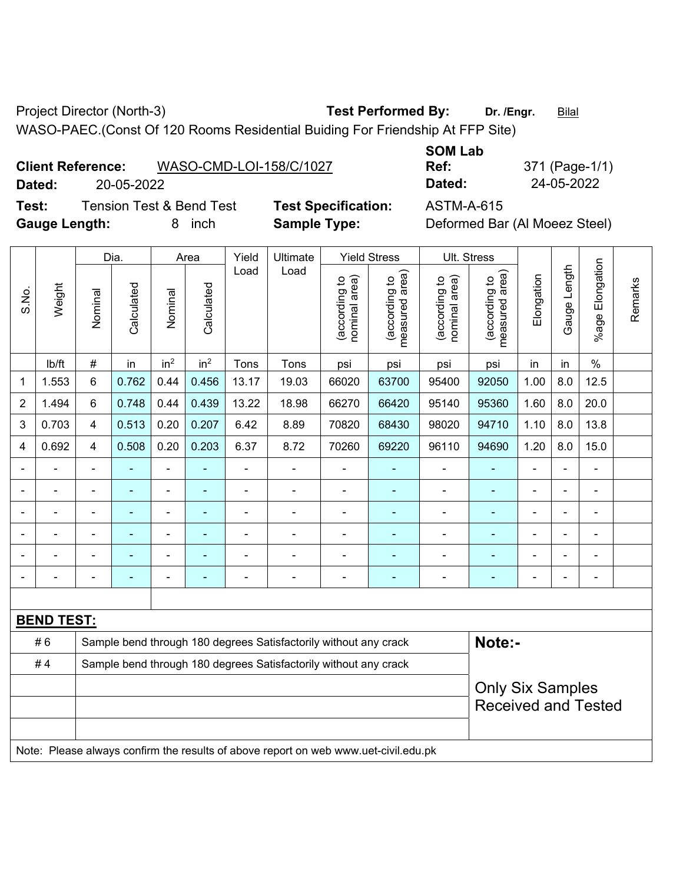Project Director (North-3) **Test Performed By:** **Dr. /Engr.** Bilal

WASO-PAEC.(Const Of 120 Rooms Residential Buiding For Friendship At FFP Site)

**Client Reference:** WASO-CMD-LOI-158/C/1027 **SOM Lab Ref:** 371 (Page-1/1)

**Dated:** 20-05-2022 **Dated:** 24-05-2022

**Test:** Tension Test & Bend Test **Test Specification:** ASTM-A-615

**Gauge Length:** 8 inch **Sample Type:** Deformed Bar (Al Moeez Steel)

| S.No. | Weight | Dia. | | Area | | Yield Load | Ultimate Load | Yield Stress | | Ult. Stress | | Elongation | Gauge Length | %age Elongation | Remarks |
|---|---|---|---|---|---|---|---|---|---|---|---|---|---|---|---|
| | | Nominal | Calculated | Nominal | Calculated | | | (according to nominal area) | (according to measured area) | (according to nominal area) | (according to measured area) | | | | |
| | lb/ft | # | in | in² | in² | Tons | Tons | psi | psi | psi | psi | in | in | % | |
| 1 | 1.553 | 6 | 0.762 | 0.44 | 0.456 | 13.17 | 19.03 | 66020 | 63700 | 95400 | 92050 | 1.00 | 8.0 | 12.5 | |
| 2 | 1.494 | 6 | 0.748 | 0.44 | 0.439 | 13.22 | 18.98 | 66270 | 66420 | 95140 | 95360 | 1.60 | 8.0 | 20.0 | |
| 3 | 0.703 | 4 | 0.513 | 0.20 | 0.207 | 6.42 | 8.89 | 70820 | 68430 | 98020 | 94710 | 1.10 | 8.0 | 13.8 | |
| 4 | 0.692 | 4 | 0.508 | 0.20 | 0.203 | 6.37 | 8.72 | 70260 | 69220 | 96110 | 94690 | 1.20 | 8.0 | 15.0 | |
| - | - | - | - | - | - | - | - | - | - | - | - | - | - | - | |
| - | - | - | - | - | - | - | - | - | - | - | - | - | - | - | |
| - | - | - | - | - | - | - | - | - | - | - | - | - | - | - | |
| - | - | - | - | - | - | - | - | - | - | - | - | - | - | - | |
| - | - | - | - | - | - | - | - | - | - | - | - | - | - | - | |
| - | - | - | - | - | - | - | - | - | - | - | - | - | - | - | |

**BEND TEST:**

| | | |
|---|---|---|
| # 6 | Sample bend through 180 degrees Satisfactorily without any crack | **Note:-** |
| # 4 | Sample bend through 180 degrees Satisfactorily without any crack | Only Six Samples Received and Tested |

Note: Please always confirm the results of above report on web www.uet-civil.edu.pk